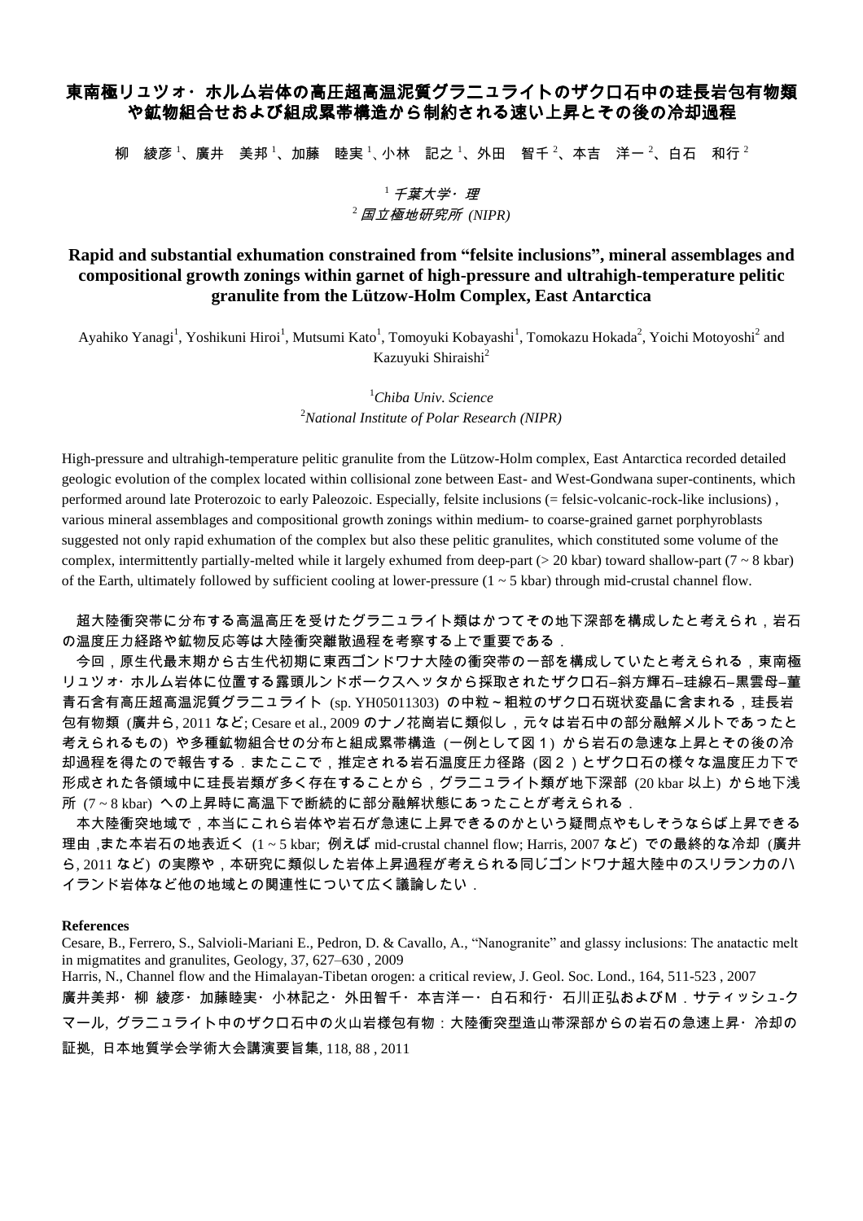# 東南極リュツォ･ホルム岩体の高圧超高温泥質グラニュライトのザクロ石中の珪長岩包有物類や鉱物組合せおよび組成累帯構造から制約される速い上昇とその後の冷却過程

柳　綾彦[1]、廣井　美邦[1]、加藤　睦実[1]、小林　記之[1]、外田　智千[2]、本吉　洋一[2]、白石　和行[2]

[1] *千葉大学･理*
[2] *国立極地研究所 (NIPR)*

## Rapid and substantial exhumation constrained from “felsite inclusions”, mineral assemblages and compositional growth zonings within garnet of high-pressure and ultrahigh-temperature pelitic granulite from the Lützow-Holm Complex, East Antarctica

Ayahiko Yanagi[1], Yoshikuni Hiroi[1], Mutsumi Kato[1], Tomoyuki Kobayashi[1], Tomokazu Hokada[2], Yoichi Motoyoshi[2] and Kazuyuki Shiraishi[2]

[1] *Chiba Univ. Science*
[2] *National Institute of Polar Research (NIPR)*

High-pressure and ultrahigh-temperature pelitic granulite from the Lützow-Holm complex, East Antarctica recorded detailed geologic evolution of the complex located within collisional zone between East- and West-Gondwana super-continents, which performed around late Proterozoic to early Paleozoic. Especially, felsite inclusions (= felsic-volcanic-rock-like inclusions), various mineral assemblages and compositional growth zonings within medium- to coarse-grained garnet porphyroblasts suggested not only rapid exhumation of the complex but also these pelitic granulites, which constituted some volume of the complex, intermittently partially-melted while it largely exhumed from deep-part (> 20 kbar) toward shallow-part (7 ~ 8 kbar) of the Earth, ultimately followed by sufficient cooling at lower-pressure (1 ~ 5 kbar) through mid-crustal channel flow.

超大陸衝突帯に分布する高温高圧を受けたグラニュライト類はかつてその地下深部を構成したと考えられ，岩石の温度圧力経路や鉱物反応等は大陸衝突離散過程を考察する上で重要である．

今回，原生代最末期から古生代初期に東西ゴンドワナ大陸の衝突帯の一部を構成していたと考えられる，東南極リュツォ･ホルム岩体に位置する露頭ルンドボークスヘッタから採取されたザクロ石–斜方輝石–珪線石–黒雲母–菫青石含有高圧超高温泥質グラニュライト (sp. YH05011303) の中粒～粗粒のザクロ石斑状変晶に含まれる，珪長岩包有物類 (廣井ら, 2011 など; Cesare et al., 2009 のナノ花崗岩に類似し，元々は岩石中の部分融解メルトであったと考えられるもの) や多種鉱物組合せの分布と組成累帯構造 (一例として図１) から岩石の急速な上昇とその後の冷却過程を得たので報告する．またここで，推定される岩石温度圧力径路 (図２) とザクロ石の様々な温度圧力下で形成された各領域中に珪長岩類が多く存在することから，グラニュライト類が地下深部 (20 kbar 以上) から地下浅所 (7 ~ 8 kbar) への上昇時に高温下で断続的に部分融解状態にあったことが考えられる．

本大陸衝突地域で，本当にこれら岩体や岩石が急速に上昇できるのかという疑問点やもしそうならば上昇できる理由 ,また本岩石の地表近く (1 ~ 5 kbar; 例えば mid-crustal channel flow; Harris, 2007 など) での最終的な冷却 (廣井ら, 2011 など) の実際や，本研究に類似した岩体上昇過程が考えられる同じゴンドワナ超大陸中のスリランカのハイランド岩体など他の地域との関連性について広く議論したい．

**References**

Cesare, B., Ferrero, S., Salvioli-Mariani E., Pedron, D. & Cavallo, A., “Nanogranite” and glassy inclusions: The anatactic melt in migmatites and granulites, Geology, 37, 627–630 , 2009

Harris, N., Channel flow and the Himalayan-Tibetan orogen: a critical review, J. Geol. Soc. Lond., 164, 511-523 , 2007

廣井美邦･柳 綾彦･加藤睦実･小林記之･外田智千･本吉洋一･白石和行･石川正弘およびＭ．サティッシュ-クマール, グラニュライト中のザクロ石中の火山岩様包有物：大陸衝突型造山帯深部からの岩石の急速上昇･冷却の証拠, 日本地質学会学術大会講演要旨集, 118, 88 , 2011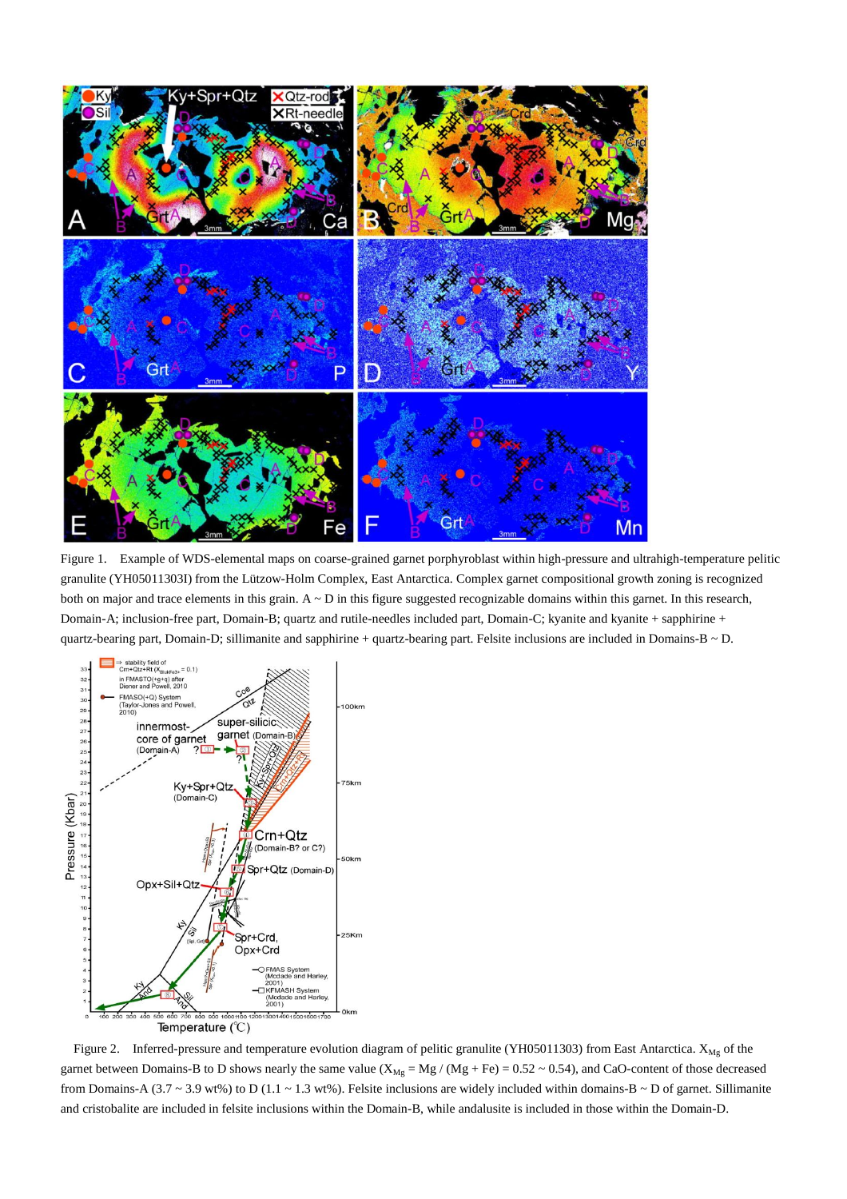Figure 1. Example of WDS-elemental maps on coarse-grained garnet porphyroblast within high-pressure and ultrahigh-temperature pelitic granulite (YH05011303I) from the Lützow-Holm Complex, East Antarctica. Complex garnet compositional growth zoning is recognized both on major and trace elements in this grain. A ~ D in this figure suggested recognizable domains within this garnet. In this research, Domain-A; inclusion-free part, Domain-B; quartz and rutile-needles included part, Domain-C; kyanite and kyanite + sapphirine + quartz-bearing part, Domain-D; sillimanite and sapphirine + quartz-bearing part. Felsite inclusions are included in Domains-B ~ D.

Figure 2. Inferred-pressure and temperature evolution diagram of pelitic granulite (YH05011303) from East Antarctica. $X_{Mg}$ of the garnet between Domains-B to D shows nearly the same value ($X_{Mg}$ = Mg / (Mg + Fe) = 0.52 ~ 0.54), and CaO-content of those decreased from Domains-A (3.7 ~ 3.9 wt%) to D (1.1 ~ 1.3 wt%). Felsite inclusions are widely included within domains-B ~ D of garnet. Sillimanite and cristobalite are included in felsite inclusions within the Domain-B, while andalusite is included in those within the Domain-D.